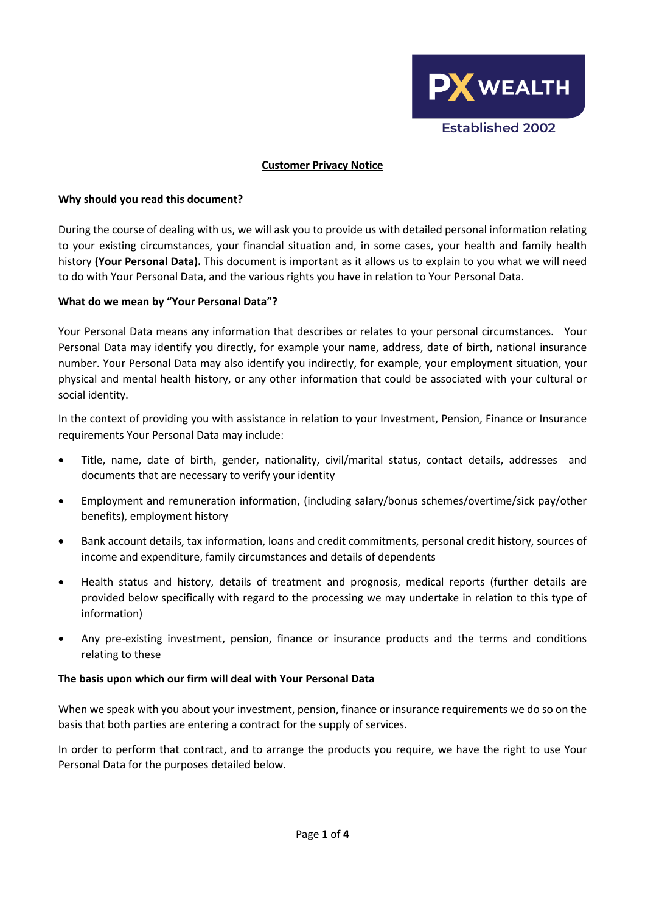PX WEALTH

Established 2002

# Customer Privacy Notice

**Why should you read this document?**

During the course of dealing with us, we will ask you to provide us with detailed personal information relating to your existing circumstances, your financial situation and, in some cases, your health and family health history **(Your Personal Data).** This document is important as it allows us to explain to you what we will need to do with Your Personal Data, and the various rights you have in relation to Your Personal Data.

**What do we mean by "Your Personal Data"?**

Your Personal Data means any information that describes or relates to your personal circumstances. Your Personal Data may identify you directly, for example your name, address, date of birth, national insurance number. Your Personal Data may also identify you indirectly, for example, your employment situation, your physical and mental health history, or any other information that could be associated with your cultural or social identity.

In the context of providing you with assistance in relation to your Investment, Pension, Finance or Insurance requirements Your Personal Data may include:

- Title, name, date of birth, gender, nationality, civil/marital status, contact details, addresses and documents that are necessary to verify your identity
- Employment and remuneration information, (including salary/bonus schemes/overtime/sick pay/other benefits), employment history
- Bank account details, tax information, loans and credit commitments, personal credit history, sources of income and expenditure, family circumstances and details of dependents
- Health status and history, details of treatment and prognosis, medical reports (further details are provided below specifically with regard to the processing we may undertake in relation to this type of information)
- Any pre-existing investment, pension, finance or insurance products and the terms and conditions relating to these

**The basis upon which our firm will deal with Your Personal Data**

When we speak with you about your investment, pension, finance or insurance requirements we do so on the basis that both parties are entering a contract for the supply of services.

In order to perform that contract, and to arrange the products you require, we have the right to use Your Personal Data for the purposes detailed below.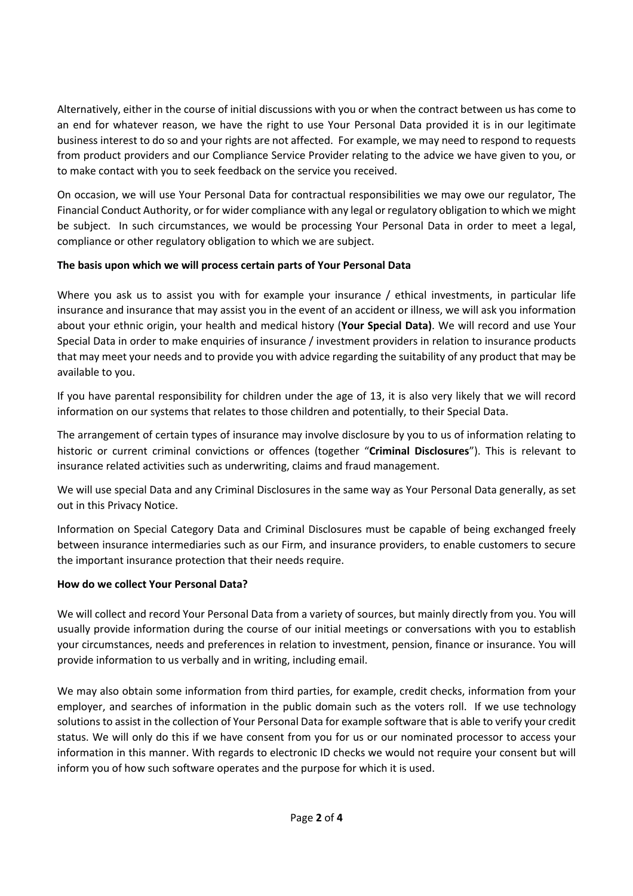Alternatively, either in the course of initial discussions with you or when the contract between us has come to an end for whatever reason, we have the right to use Your Personal Data provided it is in our legitimate business interest to do so and your rights are not affected. For example, we may need to respond to requests from product providers and our Compliance Service Provider relating to the advice we have given to you, or to make contact with you to seek feedback on the service you received.

On occasion, we will use Your Personal Data for contractual responsibilities we may owe our regulator, The Financial Conduct Authority, or for wider compliance with any legal or regulatory obligation to which we might be subject. In such circumstances, we would be processing Your Personal Data in order to meet a legal, compliance or other regulatory obligation to which we are subject.

**The basis upon which we will process certain parts of Your Personal Data**

Where you ask us to assist you with for example your insurance / ethical investments, in particular life insurance and insurance that may assist you in the event of an accident or illness, we will ask you information about your ethnic origin, your health and medical history (**Your Special Data)**. We will record and use Your Special Data in order to make enquiries of insurance / investment providers in relation to insurance products that may meet your needs and to provide you with advice regarding the suitability of any product that may be available to you.

If you have parental responsibility for children under the age of 13, it is also very likely that we will record information on our systems that relates to those children and potentially, to their Special Data.

The arrangement of certain types of insurance may involve disclosure by you to us of information relating to historic or current criminal convictions or offences (together "**Criminal Disclosures**"). This is relevant to insurance related activities such as underwriting, claims and fraud management.

We will use special Data and any Criminal Disclosures in the same way as Your Personal Data generally, as set out in this Privacy Notice.

Information on Special Category Data and Criminal Disclosures must be capable of being exchanged freely between insurance intermediaries such as our Firm, and insurance providers, to enable customers to secure the important insurance protection that their needs require.

**How do we collect Your Personal Data?**

We will collect and record Your Personal Data from a variety of sources, but mainly directly from you. You will usually provide information during the course of our initial meetings or conversations with you to establish your circumstances, needs and preferences in relation to investment, pension, finance or insurance. You will provide information to us verbally and in writing, including email.

We may also obtain some information from third parties, for example, credit checks, information from your employer, and searches of information in the public domain such as the voters roll. If we use technology solutions to assist in the collection of Your Personal Data for example software that is able to verify your credit status. We will only do this if we have consent from you for us or our nominated processor to access your information in this manner. With regards to electronic ID checks we would not require your consent but will inform you of how such software operates and the purpose for which it is used.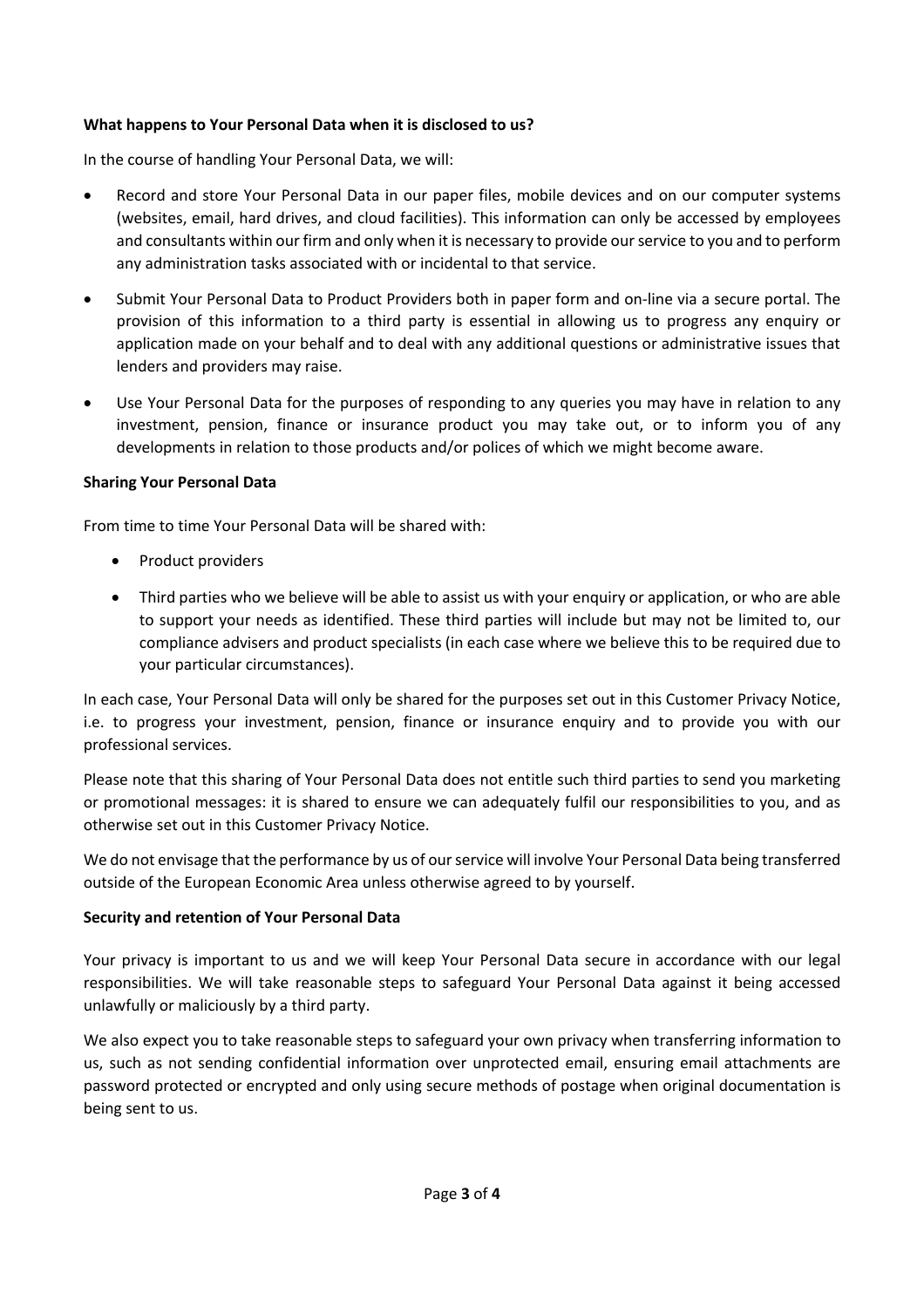**What happens to Your Personal Data when it is disclosed to us?**

In the course of handling Your Personal Data, we will:

- Record and store Your Personal Data in our paper files, mobile devices and on our computer systems (websites, email, hard drives, and cloud facilities). This information can only be accessed by employees and consultants within our firm and only when it is necessary to provide our service to you and to perform any administration tasks associated with or incidental to that service.
- Submit Your Personal Data to Product Providers both in paper form and on-line via a secure portal. The provision of this information to a third party is essential in allowing us to progress any enquiry or application made on your behalf and to deal with any additional questions or administrative issues that lenders and providers may raise.
- Use Your Personal Data for the purposes of responding to any queries you may have in relation to any investment, pension, finance or insurance product you may take out, or to inform you of any developments in relation to those products and/or polices of which we might become aware.

**Sharing Your Personal Data**

From time to time Your Personal Data will be shared with:

- Product providers
- Third parties who we believe will be able to assist us with your enquiry or application, or who are able to support your needs as identified. These third parties will include but may not be limited to, our compliance advisers and product specialists (in each case where we believe this to be required due to your particular circumstances).

In each case, Your Personal Data will only be shared for the purposes set out in this Customer Privacy Notice, i.e. to progress your investment, pension, finance or insurance enquiry and to provide you with our professional services.

Please note that this sharing of Your Personal Data does not entitle such third parties to send you marketing or promotional messages: it is shared to ensure we can adequately fulfil our responsibilities to you, and as otherwise set out in this Customer Privacy Notice.

We do not envisage that the performance by us of our service will involve Your Personal Data being transferred outside of the European Economic Area unless otherwise agreed to by yourself.

**Security and retention of Your Personal Data**

Your privacy is important to us and we will keep Your Personal Data secure in accordance with our legal responsibilities. We will take reasonable steps to safeguard Your Personal Data against it being accessed unlawfully or maliciously by a third party.

We also expect you to take reasonable steps to safeguard your own privacy when transferring information to us, such as not sending confidential information over unprotected email, ensuring email attachments are password protected or encrypted and only using secure methods of postage when original documentation is being sent to us.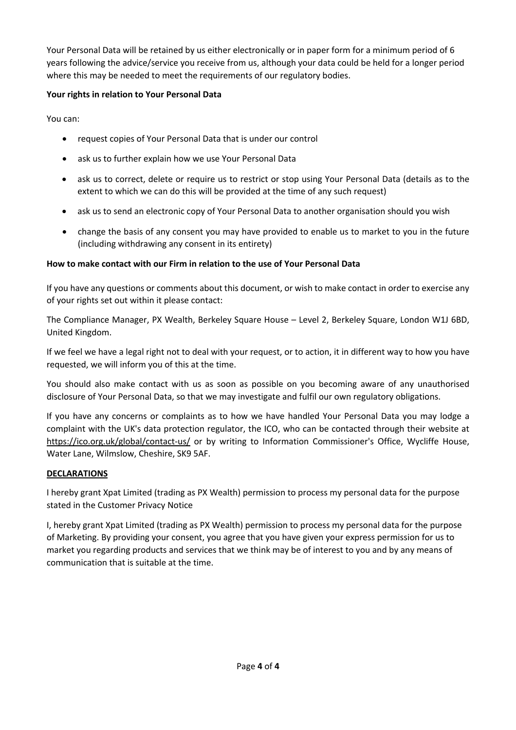Your Personal Data will be retained by us either electronically or in paper form for a minimum period of 6 years following the advice/service you receive from us, although your data could be held for a longer period where this may be needed to meet the requirements of our regulatory bodies.

**Your rights in relation to Your Personal Data**

You can:

- request copies of Your Personal Data that is under our control
- ask us to further explain how we use Your Personal Data
- ask us to correct, delete or require us to restrict or stop using Your Personal Data (details as to the extent to which we can do this will be provided at the time of any such request)
- ask us to send an electronic copy of Your Personal Data to another organisation should you wish
- change the basis of any consent you may have provided to enable us to market to you in the future (including withdrawing any consent in its entirety)

**How to make contact with our Firm in relation to the use of Your Personal Data**

If you have any questions or comments about this document, or wish to make contact in order to exercise any of your rights set out within it please contact:

The Compliance Manager, PX Wealth, Berkeley Square House – Level 2, Berkeley Square, London W1J 6BD, United Kingdom.

If we feel we have a legal right not to deal with your request, or to action, it in different way to how you have requested, we will inform you of this at the time.

You should also make contact with us as soon as possible on you becoming aware of any unauthorised disclosure of Your Personal Data, so that we may investigate and fulfil our own regulatory obligations.

If you have any concerns or complaints as to how we have handled Your Personal Data you may lodge a complaint with the UK's data protection regulator, the ICO, who can be contacted through their website at https://ico.org.uk/global/contact-us/ or by writing to Information Commissioner's Office, Wycliffe House, Water Lane, Wilmslow, Cheshire, SK9 5AF.

**DECLARATIONS**

I hereby grant Xpat Limited (trading as PX Wealth) permission to process my personal data for the purpose stated in the Customer Privacy Notice

I, hereby grant Xpat Limited (trading as PX Wealth) permission to process my personal data for the purpose of Marketing. By providing your consent, you agree that you have given your express permission for us to market you regarding products and services that we think may be of interest to you and by any means of communication that is suitable at the time.